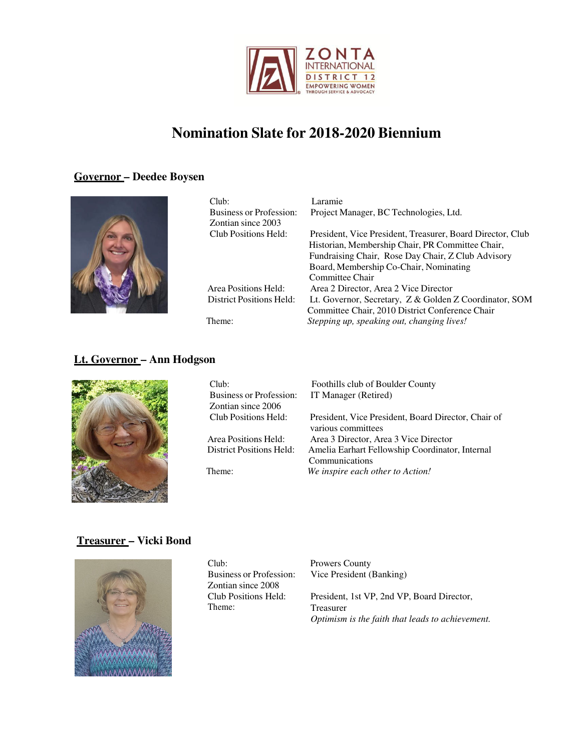# Nomination Slate for 2018-2020 Biennium

## Governor – Deedee Boysen

| | |
|---|---|
| Club: | Laramie |
| Business or Profession: | Project Manager, BC Technologies, Ltd. |
| Zontian since 2003 | |
| Club Positions Held: | President, Vice President, Treasurer, Board Director, Club Historian, Membership Chair, PR Committee Chair, Fundraising Chair, Rose Day Chair, Z Club Advisory Board, Membership Co-Chair, Nominating Committee Chair |
| Area Positions Held: | Area 2 Director, Area 2 Vice Director |
| District Positions Held: | Lt. Governor, Secretary, Z & Golden Z Coordinator, SOM Committee Chair, 2010 District Conference Chair |
| Theme: | *Stepping up, speaking out, changing lives!* |

## Lt. Governor – Ann Hodgson

| | |
|---|---|
| Club: | Foothills club of Boulder County |
| Business or Profession: | IT Manager (Retired) |
| Zontian since 2006 | |
| Club Positions Held: | President, Vice President, Board Director, Chair of various committees |
| Area Positions Held: | Area 3 Director, Area 3 Vice Director |
| District Positions Held: | Amelia Earhart Fellowship Coordinator, Internal Communications |
| Theme: | *We inspire each other to Action!* |

## Treasurer – Vicki Bond

| | |
|---|---|
| Club: | Prowers County |
| Business or Profession: | Vice President (Banking) |
| Zontian since 2008 | |
| Club Positions Held: | President, 1st VP, 2nd VP, Board Director, Treasurer |
| Theme: | *Optimism is the faith that leads to achievement.* |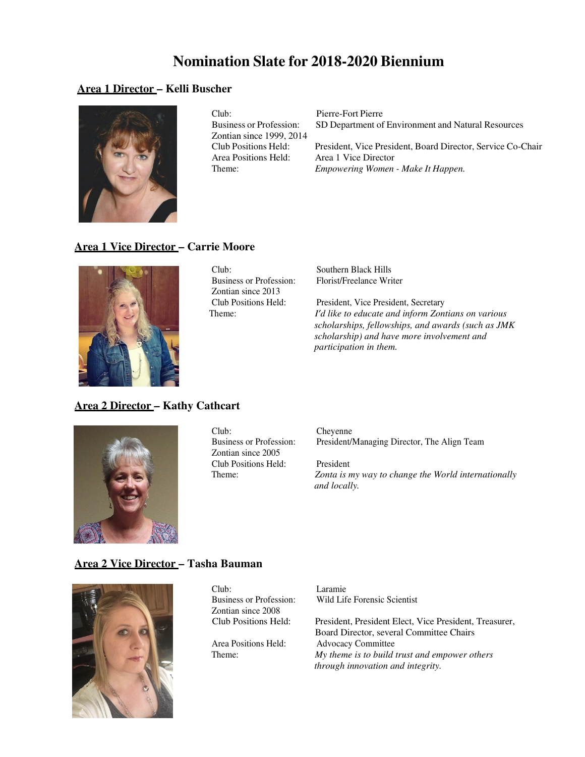# Nomination Slate for 2018-2020 Biennium

## Area 1 Director – Kelli Buscher

Club: Pierre-Fort Pierre
Business or Profession: SD Department of Environment and Natural Resources
Zontian since 1999, 2014
Club Positions Held: President, Vice President, Board Director, Service Co-Chair
Area Positions Held: Area 1 Vice Director
Theme: *Empowering Women - Make It Happen.*

## Area 1 Vice Director – Carrie Moore

Club: Southern Black Hills
Business or Profession: Florist/Freelance Writer
Zontian since 2013
Club Positions Held: President, Vice President, Secretary
Theme: *I'd like to educate and inform Zontians on various scholarships, fellowships, and awards (such as JMK scholarship) and have more involvement and participation in them.*

## Area 2 Director – Kathy Cathcart

Club: Cheyenne
Business or Profession: President/Managing Director, The Align Team
Zontian since 2005
Club Positions Held: President
Theme: *Zonta is my way to change the World internationally and locally.*

## Area 2 Vice Director – Tasha Bauman

Club: Laramie
Business or Profession: Wild Life Forensic Scientist
Zontian since 2008
Club Positions Held: President, President Elect, Vice President, Treasurer, Board Director, several Committee Chairs
Area Positions Held: Advocacy Committee
Theme: *My theme is to build trust and empower others through innovation and integrity.*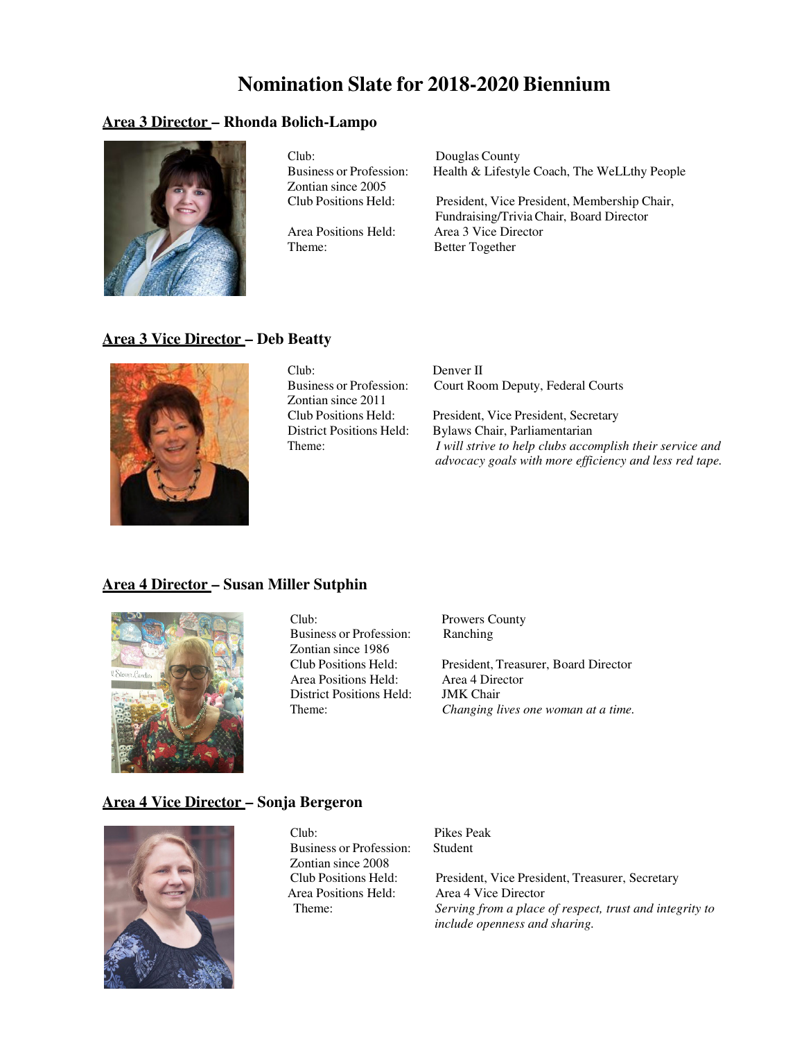# Nomination Slate for 2018-2020 Biennium

## <u>Area 3 Director</u> – Rhonda Bolich-Lampo

Club: Douglas County
Business or Profession: Health & Lifestyle Coach, The WeLLthy People
Zontian since 2005
Club Positions Held: President, Vice President, Membership Chair, Fundraising/Trivia Chair, Board Director
Area Positions Held: Area 3 Vice Director
Theme: Better Together

## <u>Area 3 Vice Director</u> – Deb Beatty

Club: Denver II
Business or Profession: Court Room Deputy, Federal Courts
Zontian since 2011
Club Positions Held: President, Vice President, Secretary
District Positions Held: Bylaws Chair, Parliamentarian
Theme: *I will strive to help clubs accomplish their service and advocacy goals with more efficiency and less red tape.*

## <u>Area 4 Director</u> – Susan Miller Sutphin

Club: Prowers County
Business or Profession: Ranching
Zontian since 1986
Club Positions Held: President, Treasurer, Board Director
Area Positions Held: Area 4 Director
District Positions Held: JMK Chair
Theme: *Changing lives one woman at a time.*

## <u>Area 4 Vice Director</u> – Sonja Bergeron

Club: Pikes Peak
Business or Profession: Student
Zontian since 2008
Club Positions Held: President, Vice President, Treasurer, Secretary
Area Positions Held: Area 4 Vice Director
Theme: *Serving from a place of respect, trust and integrity to include openness and sharing.*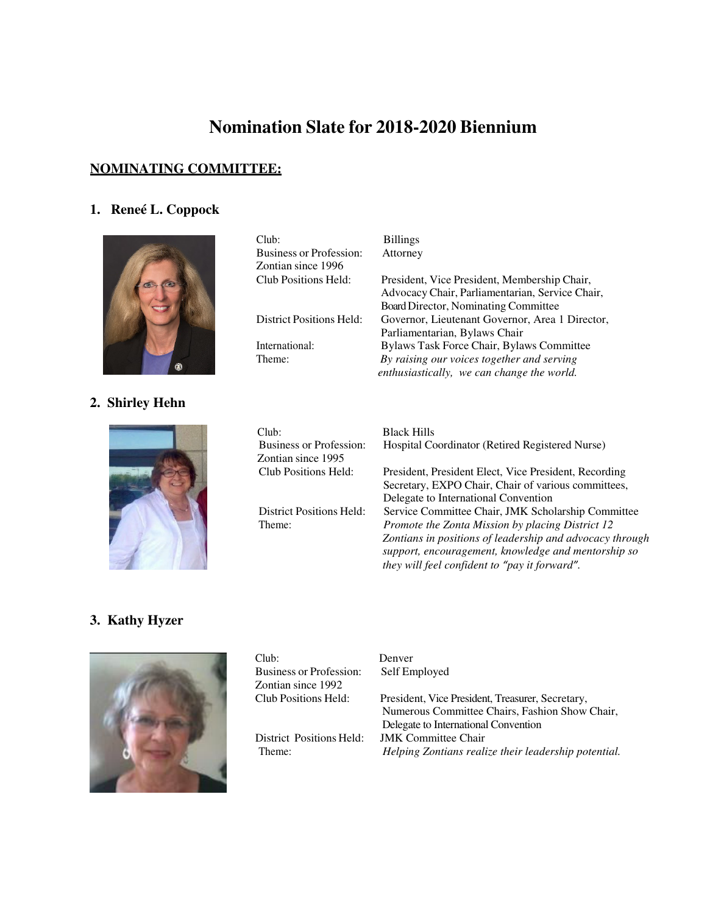# Nomination Slate for 2018-2020 Biennium

## NOMINATING COMMITTEE:

### 1. Reneé L. Coppock

Club: Billings
Business or Profession: Attorney
Zontian since 1996
Club Positions Held: President, Vice President, Membership Chair, Advocacy Chair, Parliamentarian, Service Chair, Board Director, Nominating Committee
District Positions Held: Governor, Lieutenant Governor, Area 1 Director, Parliamentarian, Bylaws Chair
International: Bylaws Task Force Chair, Bylaws Committee
Theme: *By raising our voices together and serving enthusiastically, we can change the world.*

### 2. Shirley Hehn

Club: Black Hills
Business or Profession: Hospital Coordinator (Retired Registered Nurse)
Zontian since 1995
Club Positions Held: President, President Elect, Vice President, Recording Secretary, EXPO Chair, Chair of various committees, Delegate to International Convention
District Positions Held: Service Committee Chair, JMK Scholarship Committee
Theme: *Promote the Zonta Mission by placing District 12 Zontians in positions of leadership and advocacy through support, encouragement, knowledge and mentorship so they will feel confident to "pay it forward".*

### 3. Kathy Hyzer

Club: Denver
Business or Profession: Self Employed
Zontian since 1992
Club Positions Held: President, Vice President, Treasurer, Secretary, Numerous Committee Chairs, Fashion Show Chair, Delegate to International Convention
District Positions Held: JMK Committee Chair
Theme: *Helping Zontians realize their leadership potential.*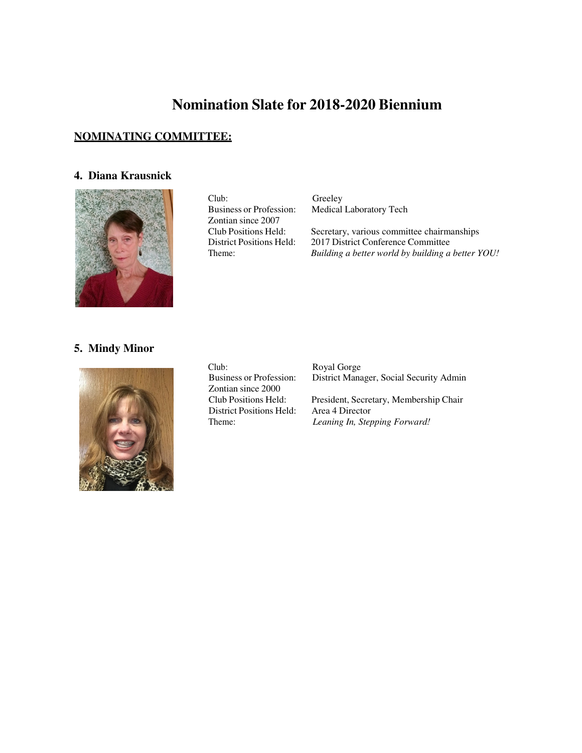# Nomination Slate for 2018-2020 Biennium

## NOMINATING COMMITTEE:

### 4. Diana Krausnick

Club: Greeley
Business or Profession: Medical Laboratory Tech
Zontian since 2007
Club Positions Held: Secretary, various committee chairmanships
District Positions Held: 2017 District Conference Committee
Theme: *Building a better world by building a better YOU!*

### 5. Mindy Minor

Club: Royal Gorge
Business or Profession: District Manager, Social Security Admin
Zontian since 2000
Club Positions Held: President, Secretary, Membership Chair
District Positions Held: Area 4 Director
Theme: *Leaning In, Stepping Forward!*